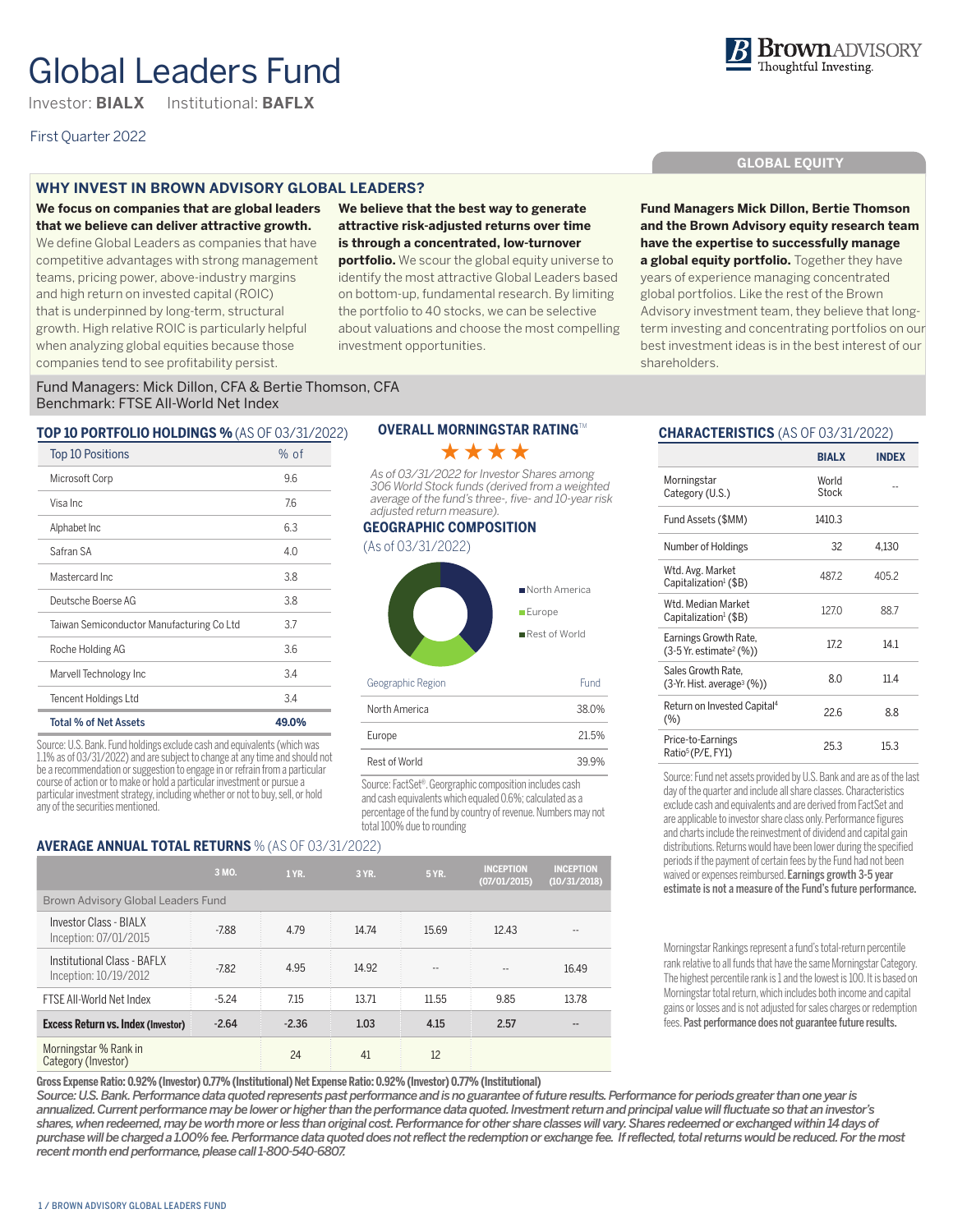# Global Leaders Fund

Investor: **BIALX** Institutional: **BAFLX**

First Quarter 2022

GLOBAL EQUITY

## WHY INVEST IN BROWN ADVISORY GLOBAL LEADERS?

**We focus on companies that are global leaders that we believe can deliver attractive growth.** We define Global Leaders as companies that have competitive advantages with strong management teams, pricing power, above-industry margins and high return on invested capital (ROIC) that is underpinned by long-term, structural growth. High relative ROIC is particularly helpful when analyzing global equities because those companies tend to see profitability persist.

**We believe that the best way to generate attractive risk-adjusted returns over time is through a concentrated, low-turnover portfolio.** We scour the global equity universe to identify the most attractive Global Leaders based on bottom-up, fundamental research. By limiting the portfolio to 40 stocks, we can be selective about valuations and choose the most compelling investment opportunities.

**Fund Managers Mick Dillon, Bertie Thomson and the Brown Advisory equity research team have the expertise to successfully manage a global equity portfolio.** Together they have years of experience managing concentrated global portfolios. Like the rest of the Brown Advisory investment team, they believe that long-term investing and concentrating portfolios on our best investment ideas is in the best interest of our shareholders.

Fund Managers: Mick Dillon, CFA & Bertie Thomson, CFA
Benchmark: FTSE All-World Net Index

## TOP 10 PORTFOLIO HOLDINGS % (AS OF 03/31/2022)

| Top 10 Positions | % of |
|---|---|
| Microsoft Corp | 9.6 |
| Visa Inc | 7.6 |
| Alphabet Inc | 6.3 |
| Safran SA | 4.0 |
| Mastercard Inc | 3.8 |
| Deutsche Boerse AG | 3.8 |
| Taiwan Semiconductor Manufacturing Co Ltd | 3.7 |
| Roche Holding AG | 3.6 |
| Marvell Technology Inc | 3.4 |
| Tencent Holdings Ltd | 3.4 |
| **Total % of Net Assets** | **49.0%** |

Source: U.S. Bank. Fund holdings exclude cash and equivalents (which was 1.1% as of 03/31/2022) and are subject to change at any time and should not be a recommendation or suggestion to engage in or refrain from a particular course of action or to make or hold a particular investment or pursue a particular investment strategy, including whether or not to buy, sell, or hold any of the securities mentioned.

## OVERALL MORNINGSTAR RATING™

★★★★

*As of 03/31/2022 for Investor Shares among 306 World Stock funds (derived from a weighted average of the fund's three-, five- and 10-year risk adjusted return measure).*

## GEOGRAPHIC COMPOSITION

(As of 03/31/2022)

| Geographic Region | Fund |
|---|---|
| North America | 38.0% |
| Europe | 21.5% |
| Rest of World | 39.9% |

Source: FactSet®. Georgraphic composition includes cash and cash equivalents which equaled 0.6%; calculated as a percentage of the fund by country of revenue. Numbers may not total 100% due to rounding

## CHARACTERISTICS (AS OF 03/31/2022)

| | BIALX | INDEX |
|---|---|---|
| Morningstar Category (U.S.) | World Stock | -- |
| Fund Assets ($MM) | 1410.3 | |
| Number of Holdings | 32 | 4,130 |
| Wtd. Avg. Market Capitalization[1] ($B) | 487.2 | 405.2 |
| Wtd. Median Market Capitalization[1] ($B) | 127.0 | 88.7 |
| Earnings Growth Rate, (3-5 Yr. estimate[2] (%)) | 17.2 | 14.1 |
| Sales Growth Rate, (3-Yr. Hist. average[3] (%)) | 8.0 | 11.4 |
| Return on Invested Capital[4] (%) | 22.6 | 8.8 |
| Price-to-Earnings Ratio[5] (P/E, FY1) | 25.3 | 15.3 |

Source: Fund net assets provided by U.S. Bank and are as of the last day of the quarter and include all share classes. Characteristics exclude cash and equivalents and are derived from FactSet and are applicable to investor share class only. Performance figures and charts include the reinvestment of dividend and capital gain distributions. Returns would have been lower during the specified periods if the payment of certain fees by the Fund had not been waived or expenses reimbursed. **Earnings growth 3-5 year estimate is not a measure of the Fund's future performance.**

Morningstar Rankings represent a fund's total-return percentile rank relative to all funds that have the same Morningstar Category. The highest percentile rank is 1 and the lowest is 100. It is based on Morningstar total return, which includes both income and capital gains or losses and is not adjusted for sales charges or redemption fees. **Past performance does not guarantee future results.**

## AVERAGE ANNUAL TOTAL RETURNS % (AS OF 03/31/2022)

| | 3 MO. | 1 YR. | 3 YR. | 5 YR. | INCEPTION (07/01/2015) | INCEPTION (10/31/2018) |
|---|---|---|---|---|---|---|
| Brown Advisory Global Leaders Fund | | | | | | |
| Investor Class - BIALX Inception: 07/01/2015 | -7.88 | 4.79 | 14.74 | 15.69 | 12.43 | -- |
| Institutional Class - BAFLX Inception: 10/19/2012 | -7.82 | 4.95 | 14.92 | -- | -- | 16.49 |
| FTSE All-World Net Index | -5.24 | 7.15 | 13.71 | 11.55 | 9.85 | 13.78 |
| **Excess Return vs. Index (Investor)** | -2.64 | -2.36 | 1.03 | 4.15 | 2.57 | -- |
| Morningstar % Rank in Category (Investor) | | 24 | 41 | 12 | | |

**Gross Expense Ratio: 0.92% (Investor) 0.77% (Institutional) Net Expense Ratio: 0.92% (Investor) 0.77% (Institutional)**

*Source: U.S. Bank. Performance data quoted represents past performance and is no guarantee of future results. Performance for periods greater than one year is annualized. Current performance may be lower or higher than the performance data quoted. Investment return and principal value will fluctuate so that an investor's shares, when redeemed, may be worth more or less than original cost. Performance for other share classes will vary. Shares redeemed or exchanged within 14 days of purchase will be charged a 1.00% fee. Performance data quoted does not reflect the redemption or exchange fee. If reflected, total returns would be reduced. For the most recent month end performance, please call 1-800-540-6807.*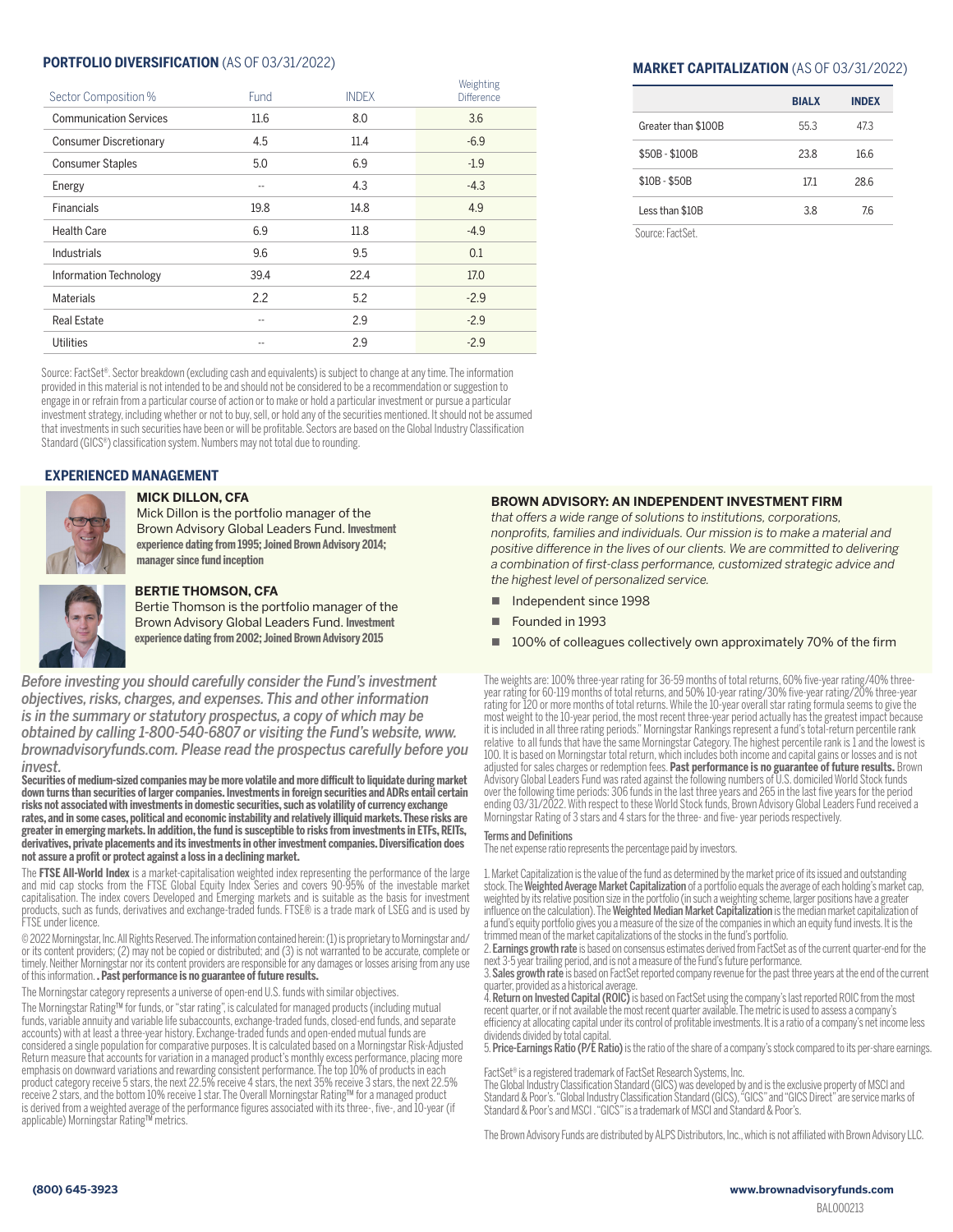## PORTFOLIO DIVERSIFICATION (AS OF 03/31/2022)

| Sector Composition % | Fund | INDEX | Weighting Difference |
|---|---|---|---|
| Communication Services | 11.6 | 8.0 | 3.6 |
| Consumer Discretionary | 4.5 | 11.4 | -6.9 |
| Consumer Staples | 5.0 | 6.9 | -1.9 |
| Energy | -- | 4.3 | -4.3 |
| Financials | 19.8 | 14.8 | 4.9 |
| Health Care | 6.9 | 11.8 | -4.9 |
| Industrials | 9.6 | 9.5 | 0.1 |
| Information Technology | 39.4 | 22.4 | 17.0 |
| Materials | 2.2 | 5.2 | -2.9 |
| Real Estate | -- | 2.9 | -2.9 |
| Utilities | -- | 2.9 | -2.9 |

Source: FactSet®. Sector breakdown (excluding cash and equivalents) is subject to change at any time. The information provided in this material is not intended to be and should not be considered to be a recommendation or suggestion to engage in or refrain from a particular course of action or to make or hold a particular investment or pursue a particular investment strategy, including whether or not to buy, sell, or hold any of the securities mentioned. It should not be assumed that investments in such securities have been or will be profitable. Sectors are based on the Global Industry Classification Standard (GICS®) classification system. Numbers may not total due to rounding.

## MARKET CAPITALIZATION (AS OF 03/31/2022)

| | BIALX | INDEX |
|---|---|---|
| Greater than $100B | 55.3 | 47.3 |
| $50B - $100B | 23.8 | 16.6 |
| $10B - $50B | 17.1 | 28.6 |
| Less than $10B | 3.8 | 7.6 |

Source: FactSet.

## EXPERIENCED MANAGEMENT

**MICK DILLON, CFA**
Mick Dillon is the portfolio manager of the Brown Advisory Global Leaders Fund. **Investment experience dating from 1995; Joined Brown Advisory 2014; manager since fund inception**

**BERTIE THOMSON, CFA**
Bertie Thomson is the portfolio manager of the Brown Advisory Global Leaders Fund. **Investment experience dating from 2002; Joined Brown Advisory 2015**

## BROWN ADVISORY: AN INDEPENDENT INVESTMENT FIRM

*that offers a wide range of solutions to institutions, corporations, nonprofits, families and individuals. Our mission is to make a material and positive difference in the lives of our clients. We are committed to delivering a combination of first-class performance, customized strategic advice and the highest level of personalized service.*

- Independent since 1998
- Founded in 1993
- 100% of colleagues collectively own approximately 70% of the firm

*Before investing you should carefully consider the Fund's investment objectives, risks, charges, and expenses. This and other information is in the summary or statutory prospectus, a copy of which may be obtained by calling 1-800-540-6807 or visiting the Fund's website, www.brownadvisoryfunds.com. Please read the prospectus carefully before you invest.*

**Securities of medium-sized companies may be more volatile and more difficult to liquidate during market down turns than securities of larger companies. Investments in foreign securities and ADRs entail certain risks not associated with investments in domestic securities, such as volatility of currency exchange rates, and in some cases, political and economic instability and relatively illiquid markets. These risks are greater in emerging markets. In addition, the fund is susceptible to risks from investments in ETFs, REITs, derivatives, private placements and its investments in other investment companies. Diversification does not assure a profit or protect against a loss in a declining market.**

The **FTSE All-World Index** is a market-capitalisation weighted index representing the performance of the large and mid cap stocks from the FTSE Global Equity Index Series and covers 90-95% of the investable market capitalisation. The index covers Developed and Emerging markets and is suitable as the basis for investment products, such as funds, derivatives and exchange-traded funds. FTSE® is a trade mark of LSEG and is used by FTSE under licence.

© 2022 Morningstar, Inc. All Rights Reserved. The information contained herein: (1) is proprietary to Morningstar and/or its content providers; (2) may not be copied or distributed; and (3) is not warranted to be accurate, complete or timely. Neither Morningstar nor its content providers are responsible for any damages or losses arising from any use of this information. **. Past performance is no guarantee of future results.**

The Morningstar category represents a universe of open-end U.S. funds with similar objectives.

The Morningstar Rating™ for funds, or "star rating", is calculated for managed products (including mutual funds, variable annuity and variable life subaccounts, exchange-traded funds, closed-end funds, and separate accounts) with at least a three-year history. Exchange-traded funds and open-ended mutual funds are considered a single population for comparative purposes. It is calculated based on a Morningstar Risk-Adjusted Return measure that accounts for variation in a managed product's monthly excess performance, placing more emphasis on downward variations and rewarding consistent performance. The top 10% of products in each product category receive 5 stars, the next 22.5% receive 4 stars, the next 35% receive 3 stars, the next 22.5% receive 2 stars, and the bottom 10% receive 1 star. The Overall Morningstar Rating™ for a managed product is derived from a weighted average of the performance figures associated with its three-, five-, and 10-year (if applicable) Morningstar Rating™ metrics.

The weights are: 100% three-year rating for 36-59 months of total returns, 60% five-year rating/40% three-year rating for 60-119 months of total returns, and 50% 10-year rating/30% five-year rating/20% three-year rating for 120 or more months of total returns. While the 10-year overall star rating formula seems to give the most weight to the 10-year period, the most recent three-year period actually has the greatest impact because it is included in all three rating periods." Morningstar Rankings represent a fund's total-return percentile rank relative to all funds that have the same Morningstar Category. The highest percentile rank is 1 and the lowest is 100. It is based on Morningstar total return, which includes both income and capital gains or losses and is not adjusted for sales charges or redemption fees. **Past performance is no guarantee of future results.** Brown Advisory Global Leaders Fund was rated against the following numbers of U.S. domiciled World Stock funds over the following time periods: 306 funds in the last three years and 265 in the last five years for the period ending 03/31/2022. With respect to these World Stock funds, Brown Advisory Global Leaders Fund received a Morningstar Rating of 3 stars and 4 stars for the three- and five- year periods respectively.

### Terms and Definitions

The net expense ratio represents the percentage paid by investors.

1. Market Capitalization is the value of the fund as determined by the market price of its issued and outstanding stock. The **Weighted Average Market Capitalization** of a portfolio equals the average of each holding's market cap, weighted by its relative position size in the portfolio (in such a weighting scheme, larger positions have a greater influence on the calculation). The **Weighted Median Market Capitalization** is the median market capitalization of a fund's equity portfolio gives you a measure of the size of the companies in which an equity fund invests. It is the trimmed mean of the market capitalizations of the stocks in the fund's portfolio.
2. **Earnings growth rate** is based on consensus estimates derived from FactSet as of the current quarter-end for the next 3-5 year trailing period, and is not a measure of the Fund's future performance.
3. **Sales growth rate** is based on FactSet reported company revenue for the past three years at the end of the current quarter, provided as a historical average.
4. **Return on Invested Capital (ROIC)** is based on FactSet using the company's last reported ROIC from the most recent quarter, or if not available the most recent quarter available. The metric is used to assess a company's efficiency at allocating capital under its control of profitable investments. It is a ratio of a company's net income less dividends divided by total capital.
5. **Price-Earnings Ratio (P/E Ratio)** is the ratio of the share of a company's stock compared to its per-share earnings.

FactSet® is a registered trademark of FactSet Research Systems, Inc.
The Global Industry Classification Standard (GICS) was developed by and is the exclusive property of MSCI and Standard & Poor's. "Global Industry Classification Standard (GICS), "GICS" and "GICS Direct" are service marks of Standard & Poor's and MSCI . "GICS" is a trademark of MSCI and Standard & Poor's.

The Brown Advisory Funds are distributed by ALPS Distributors, Inc., which is not affiliated with Brown Advisory LLC.

**(800) 645-3923** **www.brownadvisoryfunds.com**

BAL000213